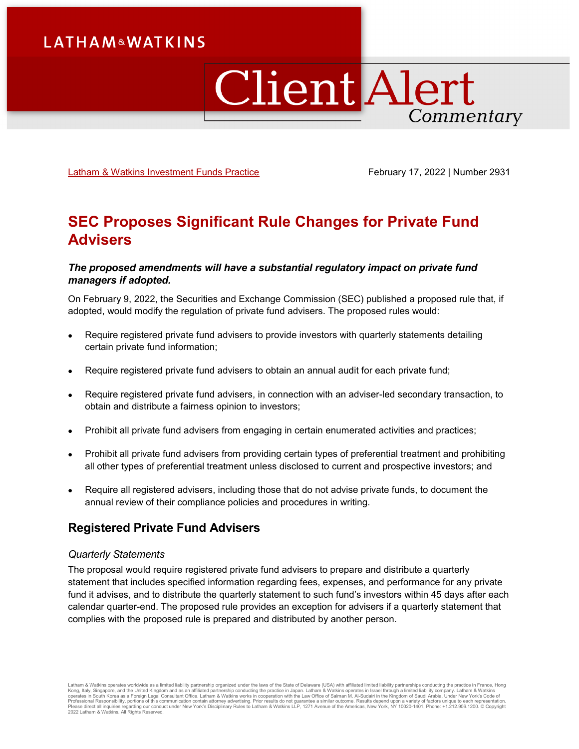Latham & Watkins Investment Funds Practice

February 17, 2022 | Number 2931

# SEC Proposes Significant Rule Changes for Private Fund Advisers

***The proposed amendments will have a substantial regulatory impact on private fund managers if adopted.***

On February 9, 2022, the Securities and Exchange Commission (SEC) published a proposed rule that, if adopted, would modify the regulation of private fund advisers. The proposed rules would:

- Require registered private fund advisers to provide investors with quarterly statements detailing certain private fund information;
- Require registered private fund advisers to obtain an annual audit for each private fund;
- Require registered private fund advisers, in connection with an adviser-led secondary transaction, to obtain and distribute a fairness opinion to investors;
- Prohibit all private fund advisers from engaging in certain enumerated activities and practices;
- Prohibit all private fund advisers from providing certain types of preferential treatment and prohibiting all other types of preferential treatment unless disclosed to current and prospective investors; and
- Require all registered advisers, including those that do not advise private funds, to document the annual review of their compliance policies and procedures in writing.

## Registered Private Fund Advisers

### *Quarterly Statements*

The proposal would require registered private fund advisers to prepare and distribute a quarterly statement that includes specified information regarding fees, expenses, and performance for any private fund it advises, and to distribute the quarterly statement to such fund's investors within 45 days after each calendar quarter-end. The proposed rule provides an exception for advisers if a quarterly statement that complies with the proposed rule is prepared and distributed by another person.

Latham & Watkins operates worldwide as a limited liability partnership organized under the laws of the State of Delaware (USA) with affiliated limited liability partnerships conducting the practice in France, Hong Kong, Italy, Singapore, and the United Kingdom and as an affiliated partnership conducting the practice in Japan. Latham & Watkins operates in Israel through a limited liability company. Latham & Watkins operates in South Korea as a Foreign Legal Consultant Office. Latham & Watkins works in cooperation with the Law Office of Salman M. Al-Sudairi in the Kingdom of Saudi Arabia. Under New York's Code of Professional Responsibility, portions of this communication contain attorney advertising. Prior results do not guarantee a similar outcome. Results depend upon a variety of factors unique to each representation. Please direct all inquiries regarding our conduct under New York's Disciplinary Rules to Latham & Watkins LLP, 1271 Avenue of the Americas, New York, NY 10020-1401, Phone: +1.212.906.1200. © Copyright 2022 Latham & Watkins. All Rights Reserved.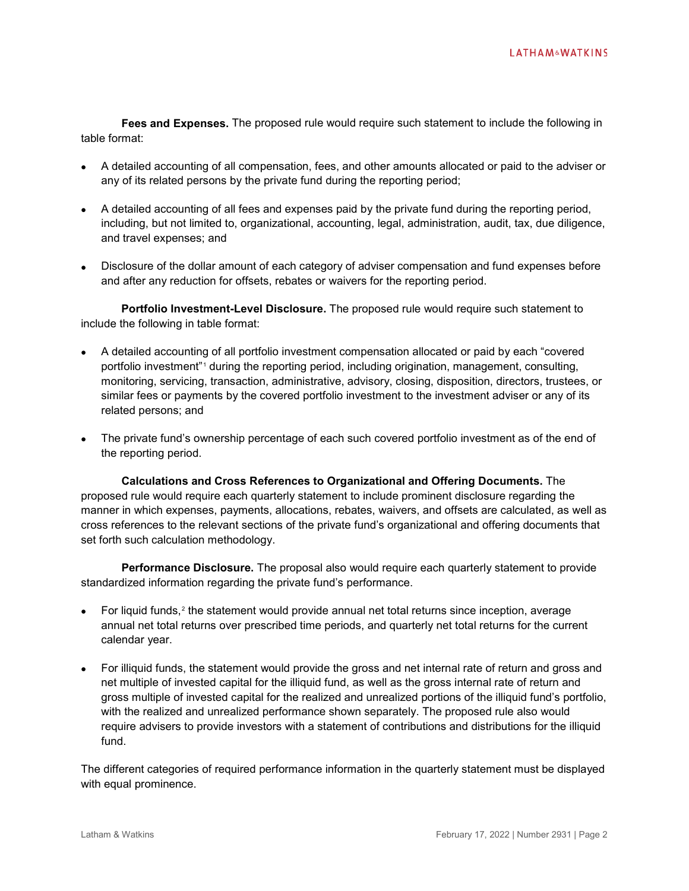**Fees and Expenses.** The proposed rule would require such statement to include the following in table format:

- A detailed accounting of all compensation, fees, and other amounts allocated or paid to the adviser or any of its related persons by the private fund during the reporting period;
- A detailed accounting of all fees and expenses paid by the private fund during the reporting period, including, but not limited to, organizational, accounting, legal, administration, audit, tax, due diligence, and travel expenses; and
- Disclosure of the dollar amount of each category of adviser compensation and fund expenses before and after any reduction for offsets, rebates or waivers for the reporting period.

**Portfolio Investment-Level Disclosure.** The proposed rule would require such statement to include the following in table format:

- A detailed accounting of all portfolio investment compensation allocated or paid by each "covered portfolio investment"[1] during the reporting period, including origination, management, consulting, monitoring, servicing, transaction, administrative, advisory, closing, disposition, directors, trustees, or similar fees or payments by the covered portfolio investment to the investment adviser or any of its related persons; and
- The private fund's ownership percentage of each such covered portfolio investment as of the end of the reporting period.

**Calculations and Cross References to Organizational and Offering Documents.** The proposed rule would require each quarterly statement to include prominent disclosure regarding the manner in which expenses, payments, allocations, rebates, waivers, and offsets are calculated, as well as cross references to the relevant sections of the private fund's organizational and offering documents that set forth such calculation methodology.

**Performance Disclosure.** The proposal also would require each quarterly statement to provide standardized information regarding the private fund's performance.

- For liquid funds,[2] the statement would provide annual net total returns since inception, average annual net total returns over prescribed time periods, and quarterly net total returns for the current calendar year.
- For illiquid funds, the statement would provide the gross and net internal rate of return and gross and net multiple of invested capital for the illiquid fund, as well as the gross internal rate of return and gross multiple of invested capital for the realized and unrealized portions of the illiquid fund's portfolio, with the realized and unrealized performance shown separately. The proposed rule also would require advisers to provide investors with a statement of contributions and distributions for the illiquid fund.

The different categories of required performance information in the quarterly statement must be displayed with equal prominence.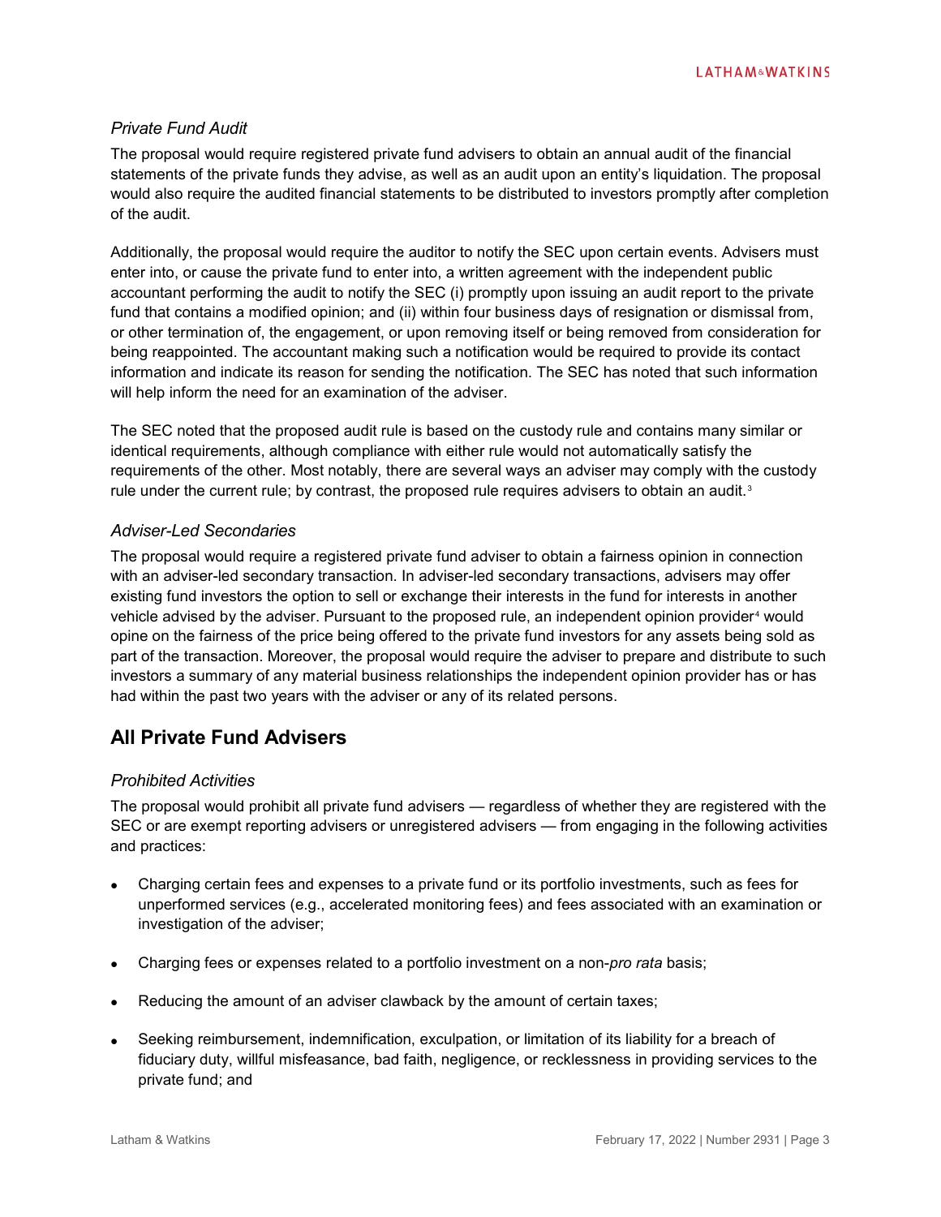### *Private Fund Audit*

The proposal would require registered private fund advisers to obtain an annual audit of the financial statements of the private funds they advise, as well as an audit upon an entity's liquidation. The proposal would also require the audited financial statements to be distributed to investors promptly after completion of the audit.

Additionally, the proposal would require the auditor to notify the SEC upon certain events. Advisers must enter into, or cause the private fund to enter into, a written agreement with the independent public accountant performing the audit to notify the SEC (i) promptly upon issuing an audit report to the private fund that contains a modified opinion; and (ii) within four business days of resignation or dismissal from, or other termination of, the engagement, or upon removing itself or being removed from consideration for being reappointed. The accountant making such a notification would be required to provide its contact information and indicate its reason for sending the notification. The SEC has noted that such information will help inform the need for an examination of the adviser.

The SEC noted that the proposed audit rule is based on the custody rule and contains many similar or identical requirements, although compliance with either rule would not automatically satisfy the requirements of the other. Most notably, there are several ways an adviser may comply with the custody rule under the current rule; by contrast, the proposed rule requires advisers to obtain an audit.[3]

### *Adviser-Led Secondaries*

The proposal would require a registered private fund adviser to obtain a fairness opinion in connection with an adviser-led secondary transaction. In adviser-led secondary transactions, advisers may offer existing fund investors the option to sell or exchange their interests in the fund for interests in another vehicle advised by the adviser. Pursuant to the proposed rule, an independent opinion provider[4] would opine on the fairness of the price being offered to the private fund investors for any assets being sold as part of the transaction. Moreover, the proposal would require the adviser to prepare and distribute to such investors a summary of any material business relationships the independent opinion provider has or has had within the past two years with the adviser or any of its related persons.

## All Private Fund Advisers

### *Prohibited Activities*

The proposal would prohibit all private fund advisers — regardless of whether they are registered with the SEC or are exempt reporting advisers or unregistered advisers — from engaging in the following activities and practices:

- Charging certain fees and expenses to a private fund or its portfolio investments, such as fees for unperformed services (e.g., accelerated monitoring fees) and fees associated with an examination or investigation of the adviser;
- Charging fees or expenses related to a portfolio investment on a non-*pro rata* basis;
- Reducing the amount of an adviser clawback by the amount of certain taxes;
- Seeking reimbursement, indemnification, exculpation, or limitation of its liability for a breach of fiduciary duty, willful misfeasance, bad faith, negligence, or recklessness in providing services to the private fund; and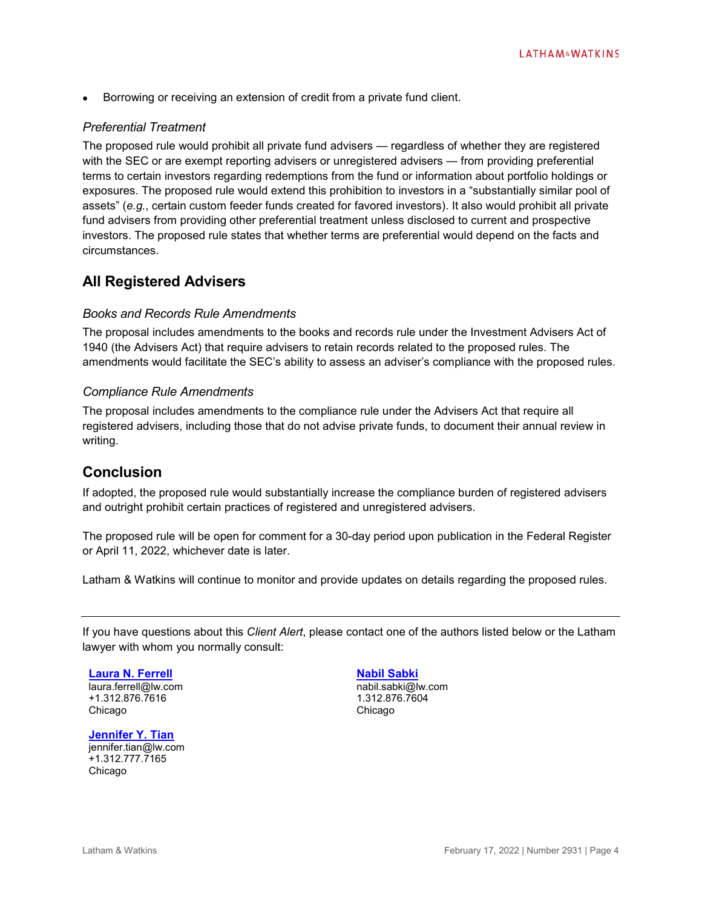- Borrowing or receiving an extension of credit from a private fund client.

### *Preferential Treatment*

The proposed rule would prohibit all private fund advisers — regardless of whether they are registered with the SEC or are exempt reporting advisers or unregistered advisers — from providing preferential terms to certain investors regarding redemptions from the fund or information about portfolio holdings or exposures. The proposed rule would extend this prohibition to investors in a "substantially similar pool of assets" (*e.g.*, certain custom feeder funds created for favored investors). It also would prohibit all private fund advisers from providing other preferential treatment unless disclosed to current and prospective investors. The proposed rule states that whether terms are preferential would depend on the facts and circumstances.

## All Registered Advisers

### *Books and Records Rule Amendments*

The proposal includes amendments to the books and records rule under the Investment Advisers Act of 1940 (the Advisers Act) that require advisers to retain records related to the proposed rules. The amendments would facilitate the SEC's ability to assess an adviser's compliance with the proposed rules.

### *Compliance Rule Amendments*

The proposal includes amendments to the compliance rule under the Advisers Act that require all registered advisers, including those that do not advise private funds, to document their annual review in writing.

## Conclusion

If adopted, the proposed rule would substantially increase the compliance burden of registered advisers and outright prohibit certain practices of registered and unregistered advisers.

The proposed rule will be open for comment for a 30-day period upon publication in the Federal Register or April 11, 2022, whichever date is later.

Latham & Watkins will continue to monitor and provide updates on details regarding the proposed rules.

---

If you have questions about this *Client Alert*, please contact one of the authors listed below or the Latham lawyer with whom you normally consult:

**Laura N. Ferrell**
laura.ferrell@lw.com
+1.312.876.7616
Chicago

**Jennifer Y. Tian**
jennifer.tian@lw.com
+1.312.777.7165
Chicago

**Nabil Sabki**
nabil.sabki@lw.com
1.312.876.7604
Chicago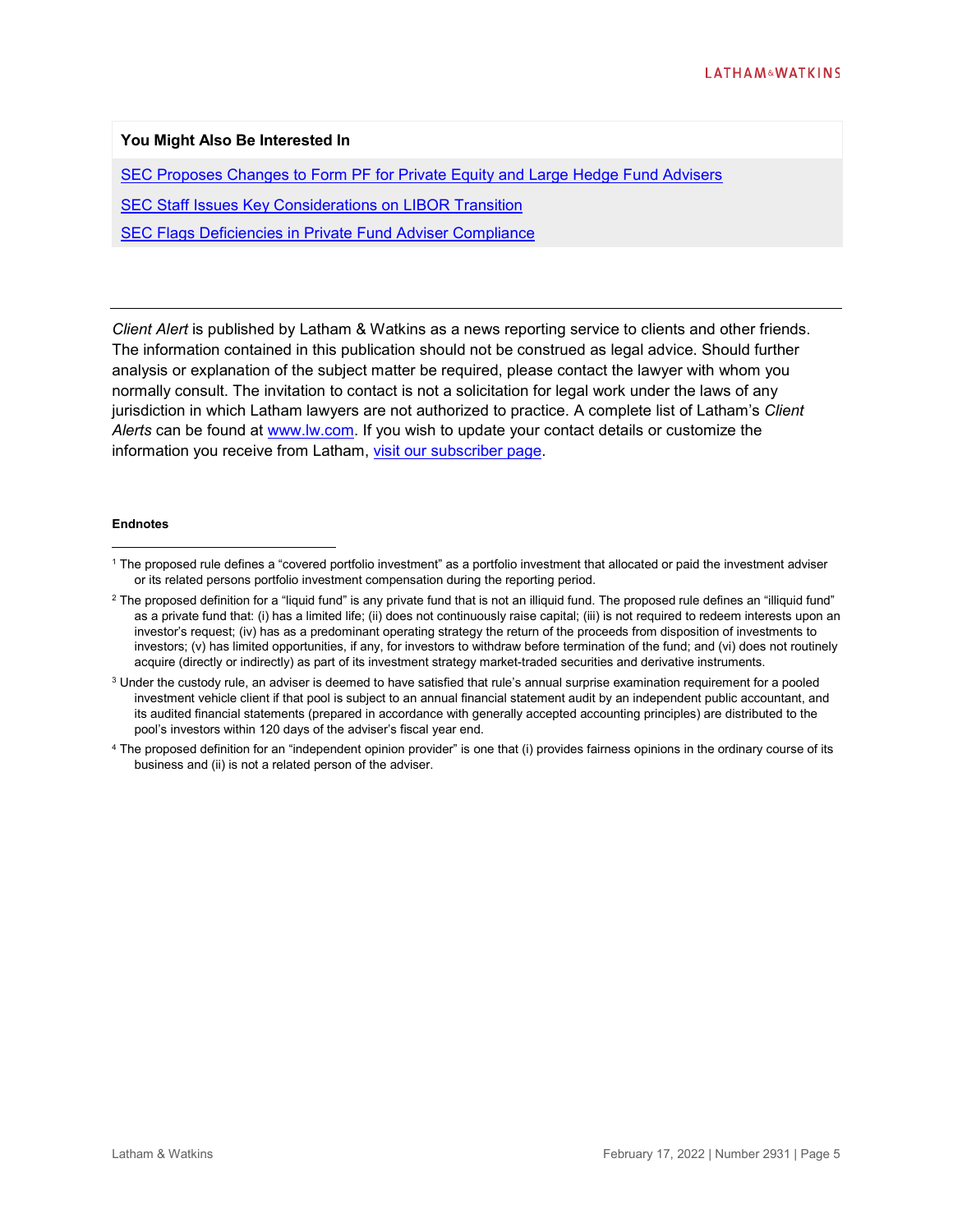**You Might Also Be Interested In**

[SEC Proposes Changes to Form PF for Private Equity and Large Hedge Fund Advisers]

[SEC Staff Issues Key Considerations on LIBOR Transition]

[SEC Flags Deficiencies in Private Fund Adviser Compliance]

---

*Client Alert* is published by Latham & Watkins as a news reporting service to clients and other friends. The information contained in this publication should not be construed as legal advice. Should further analysis or explanation of the subject matter be required, please contact the lawyer with whom you normally consult. The invitation to contact is not a solicitation for legal work under the laws of any jurisdiction in which Latham lawyers are not authorized to practice. A complete list of Latham's *Client Alerts* can be found at www.lw.com. If you wish to update your contact details or customize the information you receive from Latham, visit our subscriber page.

**Endnotes**

[1] The proposed rule defines a "covered portfolio investment" as a portfolio investment that allocated or paid the investment adviser or its related persons portfolio investment compensation during the reporting period.

[2] The proposed definition for a "liquid fund" is any private fund that is not an illiquid fund. The proposed rule defines an "illiquid fund" as a private fund that: (i) has a limited life; (ii) does not continuously raise capital; (iii) is not required to redeem interests upon an investor's request; (iv) has as a predominant operating strategy the return of the proceeds from disposition of investments to investors; (v) has limited opportunities, if any, for investors to withdraw before termination of the fund; and (vi) does not routinely acquire (directly or indirectly) as part of its investment strategy market-traded securities and derivative instruments.

[3] Under the custody rule, an adviser is deemed to have satisfied that rule's annual surprise examination requirement for a pooled investment vehicle client if that pool is subject to an annual financial statement audit by an independent public accountant, and its audited financial statements (prepared in accordance with generally accepted accounting principles) are distributed to the pool's investors within 120 days of the adviser's fiscal year end.

[4] The proposed definition for an "independent opinion provider" is one that (i) provides fairness opinions in the ordinary course of its business and (ii) is not a related person of the adviser.